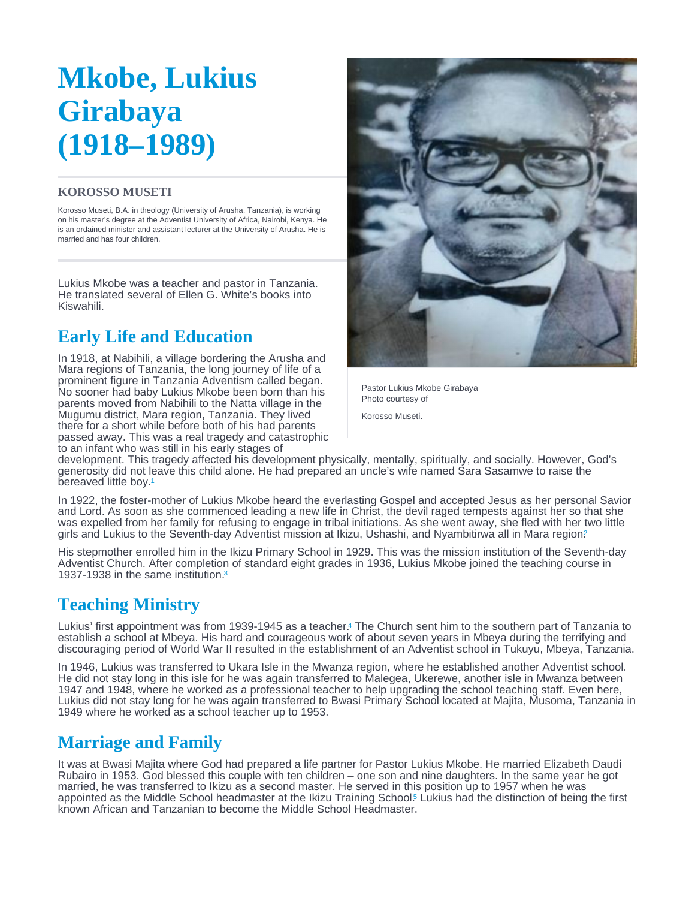# Mkobe, Lukius Girabaya (1918–1989)

**KOROSSO MUSETI**

Korosso Museti, B.A. in theology (University of Arusha, Tanzania), is working on his master's degree at the Adventist University of Africa, Nairobi, Kenya. He is an ordained minister and assistant lecturer at the University of Arusha. He is married and has four children.

Lukius Mkobe was a teacher and pastor in Tanzania. He translated several of Ellen G. White's books into Kiswahili.

Pastor Lukius Mkobe Girabaya
Photo courtesy of

Korosso Museti.

## Early Life and Education

In 1918, at Nabihili, a village bordering the Arusha and Mara regions of Tanzania, the long journey of life of a prominent figure in Tanzania Adventism called began. No sooner had baby Lukius Mkobe been born than his parents moved from Nabihili to the Natta village in the Mugumu district, Mara region, Tanzania. They lived there for a short while before both of his had parents passed away. This was a real tragedy and catastrophic to an infant who was still in his early stages of development. This tragedy affected his development physically, mentally, spiritually, and socially. However, God's generosity did not leave this child alone. He had prepared an uncle's wife named Sara Sasamwe to raise the bereaved little boy.[1]

In 1922, the foster-mother of Lukius Mkobe heard the everlasting Gospel and accepted Jesus as her personal Savior and Lord. As soon as she commenced leading a new life in Christ, the devil raged tempests against her so that she was expelled from her family for refusing to engage in tribal initiations. As she went away, she fled with her two little girls and Lukius to the Seventh-day Adventist mission at Ikizu, Ushashi, and Nyambitirwa all in Mara region.[2]

His stepmother enrolled him in the Ikizu Primary School in 1929. This was the mission institution of the Seventh-day Adventist Church. After completion of standard eight grades in 1936, Lukius Mkobe joined the teaching course in 1937-1938 in the same institution.[3]

## Teaching Ministry

Lukius' first appointment was from 1939-1945 as a teacher.[4] The Church sent him to the southern part of Tanzania to establish a school at Mbeya. His hard and courageous work of about seven years in Mbeya during the terrifying and discouraging period of World War II resulted in the establishment of an Adventist school in Tukuyu, Mbeya, Tanzania.

In 1946, Lukius was transferred to Ukara Isle in the Mwanza region, where he established another Adventist school. He did not stay long in this isle for he was again transferred to Malegea, Ukerewe, another isle in Mwanza between 1947 and 1948, where he worked as a professional teacher to help upgrading the school teaching staff. Even here, Lukius did not stay long for he was again transferred to Bwasi Primary School located at Majita, Musoma, Tanzania in 1949 where he worked as a school teacher up to 1953.

## Marriage and Family

It was at Bwasi Majita where God had prepared a life partner for Pastor Lukius Mkobe. He married Elizabeth Daudi Rubairo in 1953. God blessed this couple with ten children – one son and nine daughters. In the same year he got married, he was transferred to Ikizu as a second master. He served in this position up to 1957 when he was appointed as the Middle School headmaster at the Ikizu Training School.[5] Lukius had the distinction of being the first known African and Tanzanian to become the Middle School Headmaster.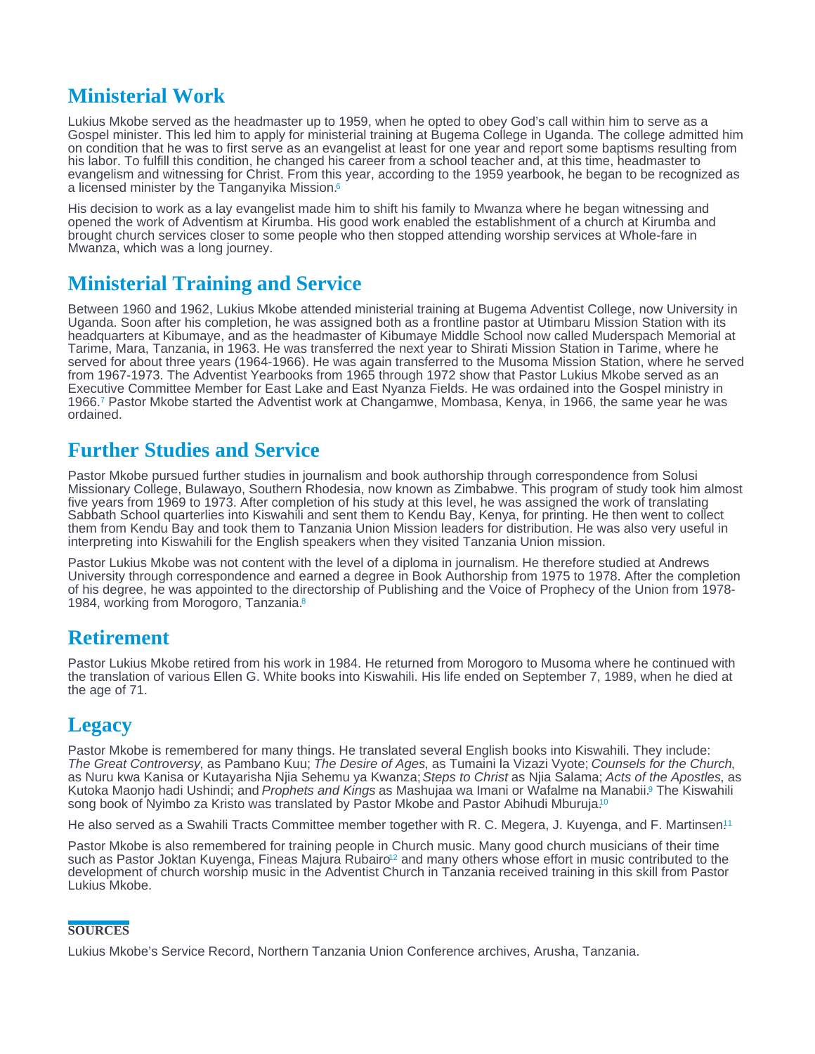## Ministerial Work

Lukius Mkobe served as the headmaster up to 1959, when he opted to obey God's call within him to serve as a Gospel minister. This led him to apply for ministerial training at Bugema College in Uganda. The college admitted him on condition that he was to first serve as an evangelist at least for one year and report some baptisms resulting from his labor. To fulfill this condition, he changed his career from a school teacher and, at this time, headmaster to evangelism and witnessing for Christ. From this year, according to the 1959 yearbook, he began to be recognized as a licensed minister by the Tanganyika Mission.[6]

His decision to work as a lay evangelist made him to shift his family to Mwanza where he began witnessing and opened the work of Adventism at Kirumba. His good work enabled the establishment of a church at Kirumba and brought church services closer to some people who then stopped attending worship services at Whole-fare in Mwanza, which was a long journey.

## Ministerial Training and Service

Between 1960 and 1962, Lukius Mkobe attended ministerial training at Bugema Adventist College, now University in Uganda. Soon after his completion, he was assigned both as a frontline pastor at Utimbaru Mission Station with its headquarters at Kibumaye, and as the headmaster of Kibumaye Middle School now called Muderspach Memorial at Tarime, Mara, Tanzania, in 1963. He was transferred the next year to Shirati Mission Station in Tarime, where he served for about three years (1964-1966). He was again transferred to the Musoma Mission Station, where he served from 1967-1973. The Adventist Yearbooks from 1965 through 1972 show that Pastor Lukius Mkobe served as an Executive Committee Member for East Lake and East Nyanza Fields. He was ordained into the Gospel ministry in 1966.[7] Pastor Mkobe started the Adventist work at Changamwe, Mombasa, Kenya, in 1966, the same year he was ordained.

## Further Studies and Service

Pastor Mkobe pursued further studies in journalism and book authorship through correspondence from Solusi Missionary College, Bulawayo, Southern Rhodesia, now known as Zimbabwe. This program of study took him almost five years from 1969 to 1973. After completion of his study at this level, he was assigned the work of translating Sabbath School quarterlies into Kiswahili and sent them to Kendu Bay, Kenya, for printing. He then went to collect them from Kendu Bay and took them to Tanzania Union Mission leaders for distribution. He was also very useful in interpreting into Kiswahili for the English speakers when they visited Tanzania Union mission.

Pastor Lukius Mkobe was not content with the level of a diploma in journalism. He therefore studied at Andrews University through correspondence and earned a degree in Book Authorship from 1975 to 1978. After the completion of his degree, he was appointed to the directorship of Publishing and the Voice of Prophecy of the Union from 1978-1984, working from Morogoro, Tanzania.[8]

## Retirement

Pastor Lukius Mkobe retired from his work in 1984. He returned from Morogoro to Musoma where he continued with the translation of various Ellen G. White books into Kiswahili. His life ended on September 7, 1989, when he died at the age of 71.

## Legacy

Pastor Mkobe is remembered for many things. He translated several English books into Kiswahili. They include: *The Great Controversy*, as Pambano Kuu; *The Desire of Ages*, as Tumaini la Vizazi Vyote; *Counsels for the Church*, as Nuru kwa Kanisa or Kutayarisha Njia Sehemu ya Kwanza; *Steps to Christ* as Njia Salama; *Acts of the Apostles*, as Kutoka Maonjo hadi Ushindi; and *Prophets and Kings* as Mashujaa wa Imani or Wafalme na Manabii.[9] The Kiswahili song book of Nyimbo za Kristo was translated by Pastor Mkobe and Pastor Abihudi Mburuja.[10]

He also served as a Swahili Tracts Committee member together with R. C. Megera, J. Kuyenga, and F. Martinsen.[11]

Pastor Mkobe is also remembered for training people in Church music. Many good church musicians of their time such as Pastor Joktan Kuyenga, Fineas Majura Rubairo[12] and many others whose effort in music contributed to the development of church worship music in the Adventist Church in Tanzania received training in this skill from Pastor Lukius Mkobe.

### SOURCES

Lukius Mkobe's Service Record, Northern Tanzania Union Conference archives, Arusha, Tanzania.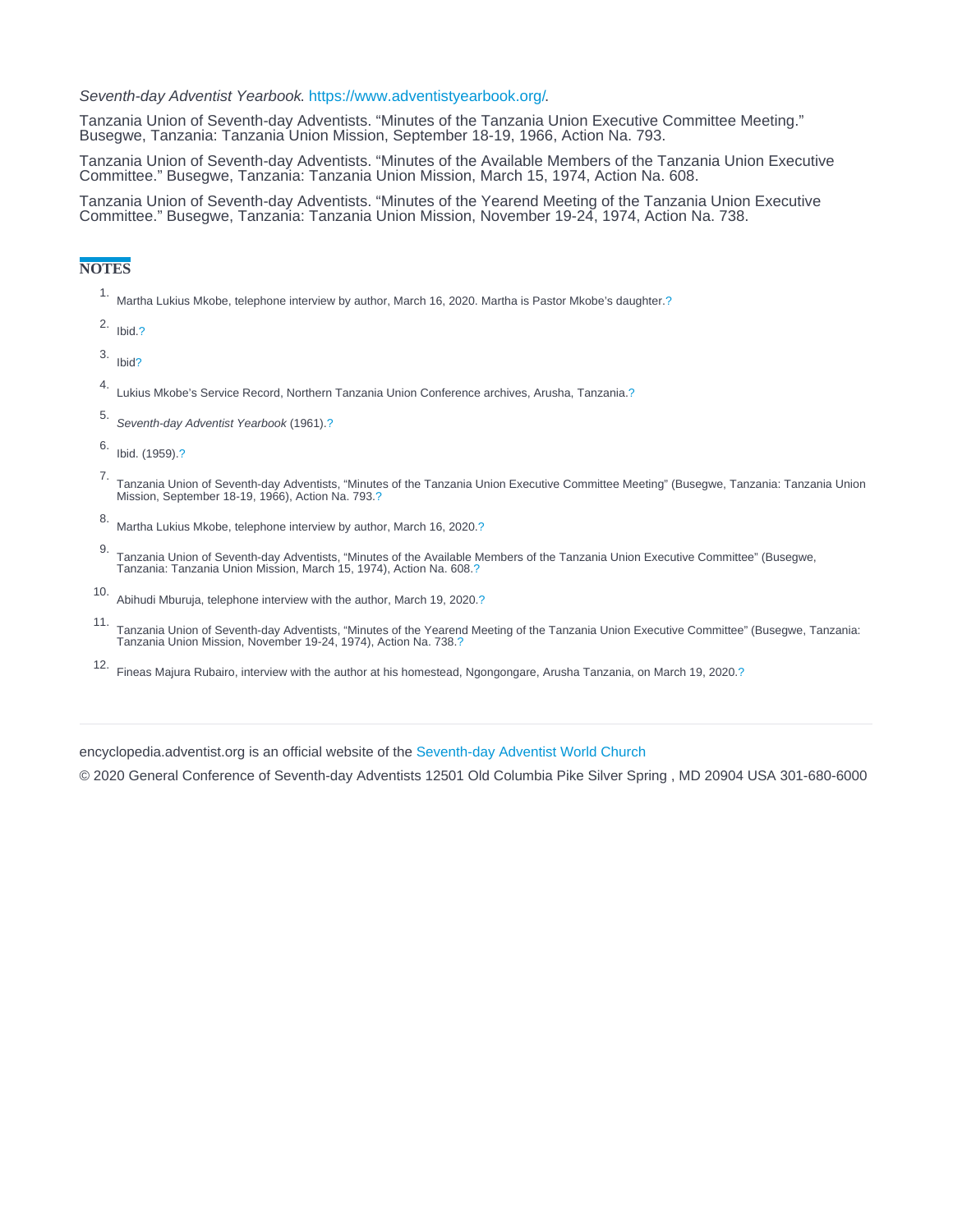*Seventh-day Adventist Yearbook*. https://www.adventistyearbook.org/.

Tanzania Union of Seventh-day Adventists. "Minutes of the Tanzania Union Executive Committee Meeting." Busegwe, Tanzania: Tanzania Union Mission, September 18-19, 1966, Action Na. 793.

Tanzania Union of Seventh-day Adventists. "Minutes of the Available Members of the Tanzania Union Executive Committee." Busegwe, Tanzania: Tanzania Union Mission, March 15, 1974, Action Na. 608.

Tanzania Union of Seventh-day Adventists. "Minutes of the Yearend Meeting of the Tanzania Union Executive Committee." Busegwe, Tanzania: Tanzania Union Mission, November 19-24, 1974, Action Na. 738.

## NOTES

1. Martha Lukius Mkobe, telephone interview by author, March 16, 2020. Martha is Pastor Mkobe's daughter.?
2. Ibid.?
3. Ibid?
4. Lukius Mkobe's Service Record, Northern Tanzania Union Conference archives, Arusha, Tanzania.?
5. *Seventh-day Adventist Yearbook* (1961).?
6. Ibid. (1959).?
7. Tanzania Union of Seventh-day Adventists, "Minutes of the Tanzania Union Executive Committee Meeting" (Busegwe, Tanzania: Tanzania Union Mission, September 18-19, 1966), Action Na. 793.?
8. Martha Lukius Mkobe, telephone interview by author, March 16, 2020.?
9. Tanzania Union of Seventh-day Adventists, "Minutes of the Available Members of the Tanzania Union Executive Committee" (Busegwe, Tanzania: Tanzania Union Mission, March 15, 1974), Action Na. 608.?
10. Abihudi Mburuja, telephone interview with the author, March 19, 2020.?
11. Tanzania Union of Seventh-day Adventists, "Minutes of the Yearend Meeting of the Tanzania Union Executive Committee" (Busegwe, Tanzania: Tanzania Union Mission, November 19-24, 1974), Action Na. 738.?
12. Fineas Majura Rubairo, interview with the author at his homestead, Ngongongare, Arusha Tanzania, on March 19, 2020.?

encyclopedia.adventist.org is an official website of the Seventh-day Adventist World Church

© 2020 General Conference of Seventh-day Adventists 12501 Old Columbia Pike Silver Spring , MD 20904 USA 301-680-6000